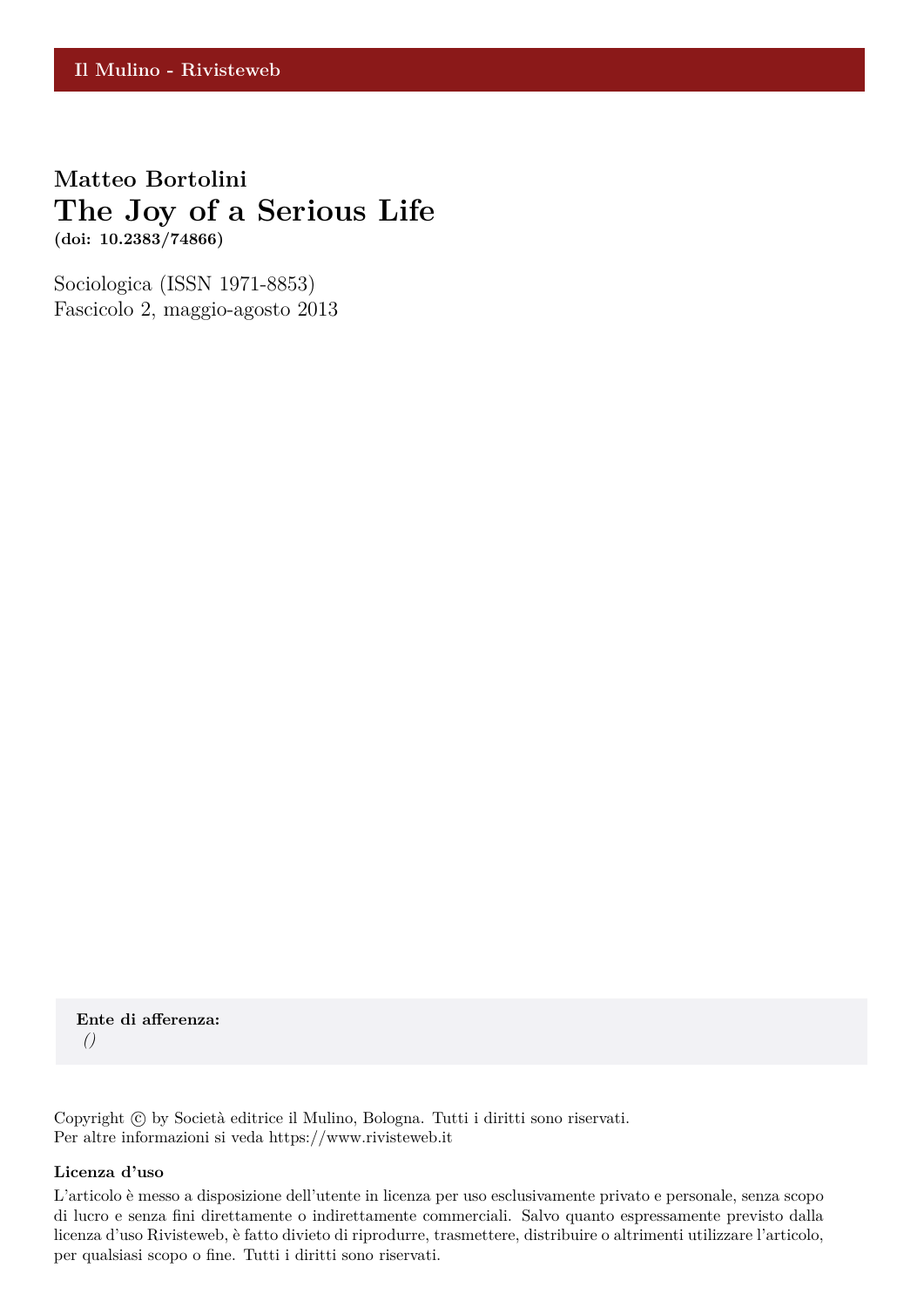Il Mulino - Rivisteweb

**Matteo Bortolini**

# The Joy of a Serious Life

**(doi: 10.2383/74866)**

Sociologica (ISSN 1971-8853)
Fascicolo 2, maggio-agosto 2013

**Ente di afferenza:**
*()*

Copyright © by Società editrice il Mulino, Bologna. Tutti i diritti sono riservati.
Per altre informazioni si veda https://www.rivisteweb.it

**Licenza d'uso**

L'articolo è messo a disposizione dell'utente in licenza per uso esclusivamente privato e personale, senza scopo di lucro e senza fini direttamente o indirettamente commerciali. Salvo quanto espressamente previsto dalla licenza d'uso Rivisteweb, è fatto divieto di riprodurre, trasmettere, distribuire o altrimenti utilizzare l'articolo, per qualsiasi scopo o fine. Tutti i diritti sono riservati.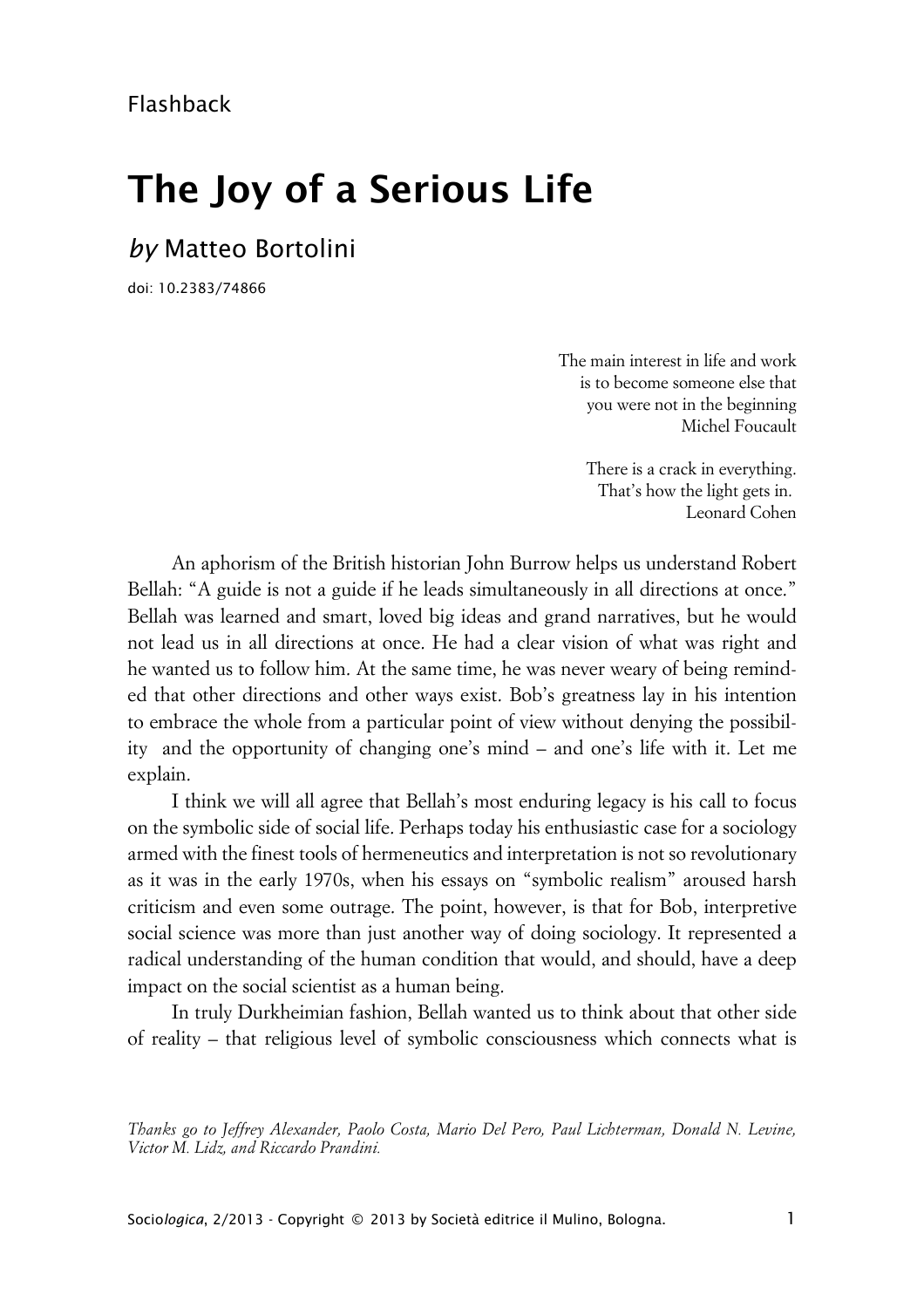Flashback

# The Joy of a Serious Life

## *by* Matteo Bortolini

doi: 10.2383/74866

> The main interest in life and work
> is to become someone else that
> you were not in the beginning
> Michel Foucault

> There is a crack in everything.
> That's how the light gets in.
> Leonard Cohen

An aphorism of the British historian John Burrow helps us understand Robert Bellah: "A guide is not a guide if he leads simultaneously in all directions at once." Bellah was learned and smart, loved big ideas and grand narratives, but he would not lead us in all directions at once. He had a clear vision of what was right and he wanted us to follow him. At the same time, he was never weary of being reminded that other directions and other ways exist. Bob's greatness lay in his intention to embrace the whole from a particular point of view without denying the possibility and the opportunity of changing one's mind – and one's life with it. Let me explain.

I think we will all agree that Bellah's most enduring legacy is his call to focus on the symbolic side of social life. Perhaps today his enthusiastic case for a sociology armed with the finest tools of hermeneutics and interpretation is not so revolutionary as it was in the early 1970s, when his essays on "symbolic realism" aroused harsh criticism and even some outrage. The point, however, is that for Bob, interpretive social science was more than just another way of doing sociology. It represented a radical understanding of the human condition that would, and should, have a deep impact on the social scientist as a human being.

In truly Durkheimian fashion, Bellah wanted us to think about that other side of reality – that religious level of symbolic consciousness which connects what is

*Thanks go to Jeffrey Alexander, Paolo Costa, Mario Del Pero, Paul Lichterman, Donald N. Levine, Victor M. Lidz, and Riccardo Prandini.*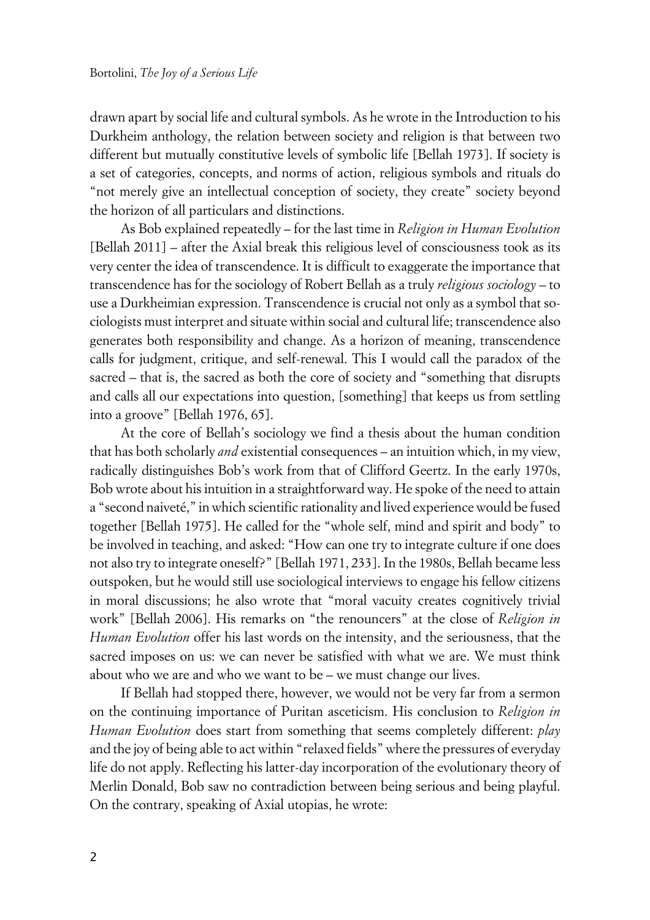drawn apart by social life and cultural symbols. As he wrote in the Introduction to his Durkheim anthology, the relation between society and religion is that between two different but mutually constitutive levels of symbolic life [Bellah 1973]. If society is a set of categories, concepts, and norms of action, religious symbols and rituals do "not merely give an intellectual conception of society, they create" society beyond the horizon of all particulars and distinctions.

As Bob explained repeatedly – for the last time in *Religion in Human Evolution* [Bellah 2011] – after the Axial break this religious level of consciousness took as its very center the idea of transcendence. It is difficult to exaggerate the importance that transcendence has for the sociology of Robert Bellah as a truly *religious sociology* – to use a Durkheimian expression. Transcendence is crucial not only as a symbol that sociologists must interpret and situate within social and cultural life; transcendence also generates both responsibility and change. As a horizon of meaning, transcendence calls for judgment, critique, and self-renewal. This I would call the paradox of the sacred – that is, the sacred as both the core of society and "something that disrupts and calls all our expectations into question, [something] that keeps us from settling into a groove" [Bellah 1976, 65].

At the core of Bellah's sociology we find a thesis about the human condition that has both scholarly *and* existential consequences – an intuition which, in my view, radically distinguishes Bob's work from that of Clifford Geertz. In the early 1970s, Bob wrote about his intuition in a straightforward way. He spoke of the need to attain a "second naiveté," in which scientific rationality and lived experience would be fused together [Bellah 1975]. He called for the "whole self, mind and spirit and body" to be involved in teaching, and asked: "How can one try to integrate culture if one does not also try to integrate oneself?" [Bellah 1971, 233]. In the 1980s, Bellah became less outspoken, but he would still use sociological interviews to engage his fellow citizens in moral discussions; he also wrote that "moral vacuity creates cognitively trivial work" [Bellah 2006]. His remarks on "the renouncers" at the close of *Religion in Human Evolution* offer his last words on the intensity, and the seriousness, that the sacred imposes on us: we can never be satisfied with what we are. We must think about who we are and who we want to be – we must change our lives.

If Bellah had stopped there, however, we would not be very far from a sermon on the continuing importance of Puritan asceticism. His conclusion to *Religion in Human Evolution* does start from something that seems completely different: *play* and the joy of being able to act within "relaxed fields" where the pressures of everyday life do not apply. Reflecting his latter-day incorporation of the evolutionary theory of Merlin Donald, Bob saw no contradiction between being serious and being playful. On the contrary, speaking of Axial utopias, he wrote: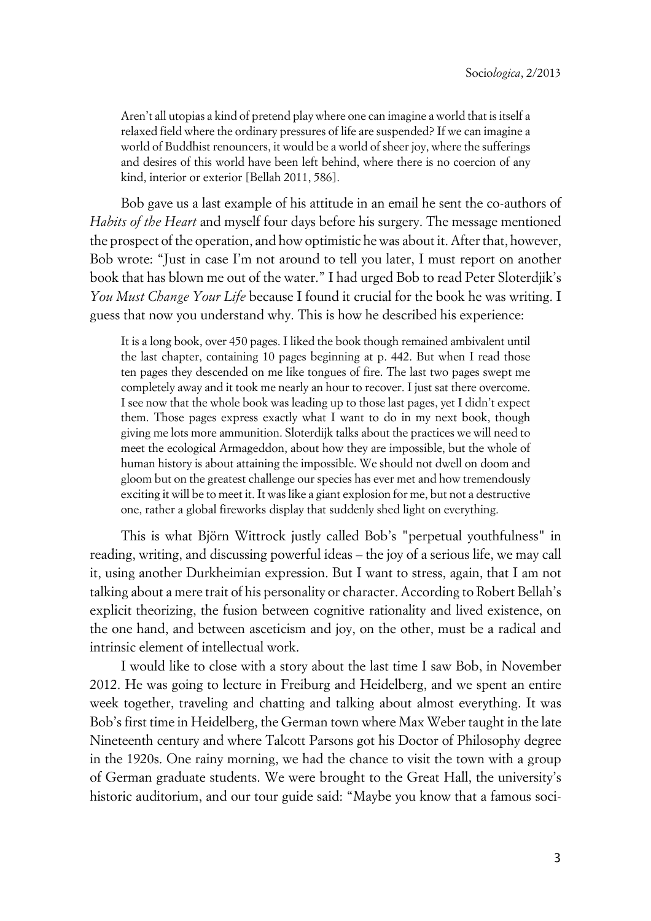> Aren't all utopias a kind of pretend play where one can imagine a world that is itself a relaxed field where the ordinary pressures of life are suspended? If we can imagine a world of Buddhist renouncers, it would be a world of sheer joy, where the sufferings and desires of this world have been left behind, where there is no coercion of any kind, interior or exterior [Bellah 2011, 586].

Bob gave us a last example of his attitude in an email he sent the co-authors of *Habits of the Heart* and myself four days before his surgery. The message mentioned the prospect of the operation, and how optimistic he was about it. After that, however, Bob wrote: "Just in case I'm not around to tell you later, I must report on another book that has blown me out of the water." I had urged Bob to read Peter Sloterdjik's *You Must Change Your Life* because I found it crucial for the book he was writing. I guess that now you understand why. This is how he described his experience:

> It is a long book, over 450 pages. I liked the book though remained ambivalent until the last chapter, containing 10 pages beginning at p. 442. But when I read those ten pages they descended on me like tongues of fire. The last two pages swept me completely away and it took me nearly an hour to recover. I just sat there overcome. I see now that the whole book was leading up to those last pages, yet I didn't expect them. Those pages express exactly what I want to do in my next book, though giving me lots more ammunition. Sloterdijk talks about the practices we will need to meet the ecological Armageddon, about how they are impossible, but the whole of human history is about attaining the impossible. We should not dwell on doom and gloom but on the greatest challenge our species has ever met and how tremendously exciting it will be to meet it. It was like a giant explosion for me, but not a destructive one, rather a global fireworks display that suddenly shed light on everything.

This is what Björn Wittrock justly called Bob's "perpetual youthfulness" in reading, writing, and discussing powerful ideas – the joy of a serious life, we may call it, using another Durkheimian expression. But I want to stress, again, that I am not talking about a mere trait of his personality or character. According to Robert Bellah's explicit theorizing, the fusion between cognitive rationality and lived existence, on the one hand, and between asceticism and joy, on the other, must be a radical and intrinsic element of intellectual work.

I would like to close with a story about the last time I saw Bob, in November 2012. He was going to lecture in Freiburg and Heidelberg, and we spent an entire week together, traveling and chatting and talking about almost everything. It was Bob's first time in Heidelberg, the German town where Max Weber taught in the late Nineteenth century and where Talcott Parsons got his Doctor of Philosophy degree in the 1920s. One rainy morning, we had the chance to visit the town with a group of German graduate students. We were brought to the Great Hall, the university's historic auditorium, and our tour guide said: "Maybe you know that a famous soci-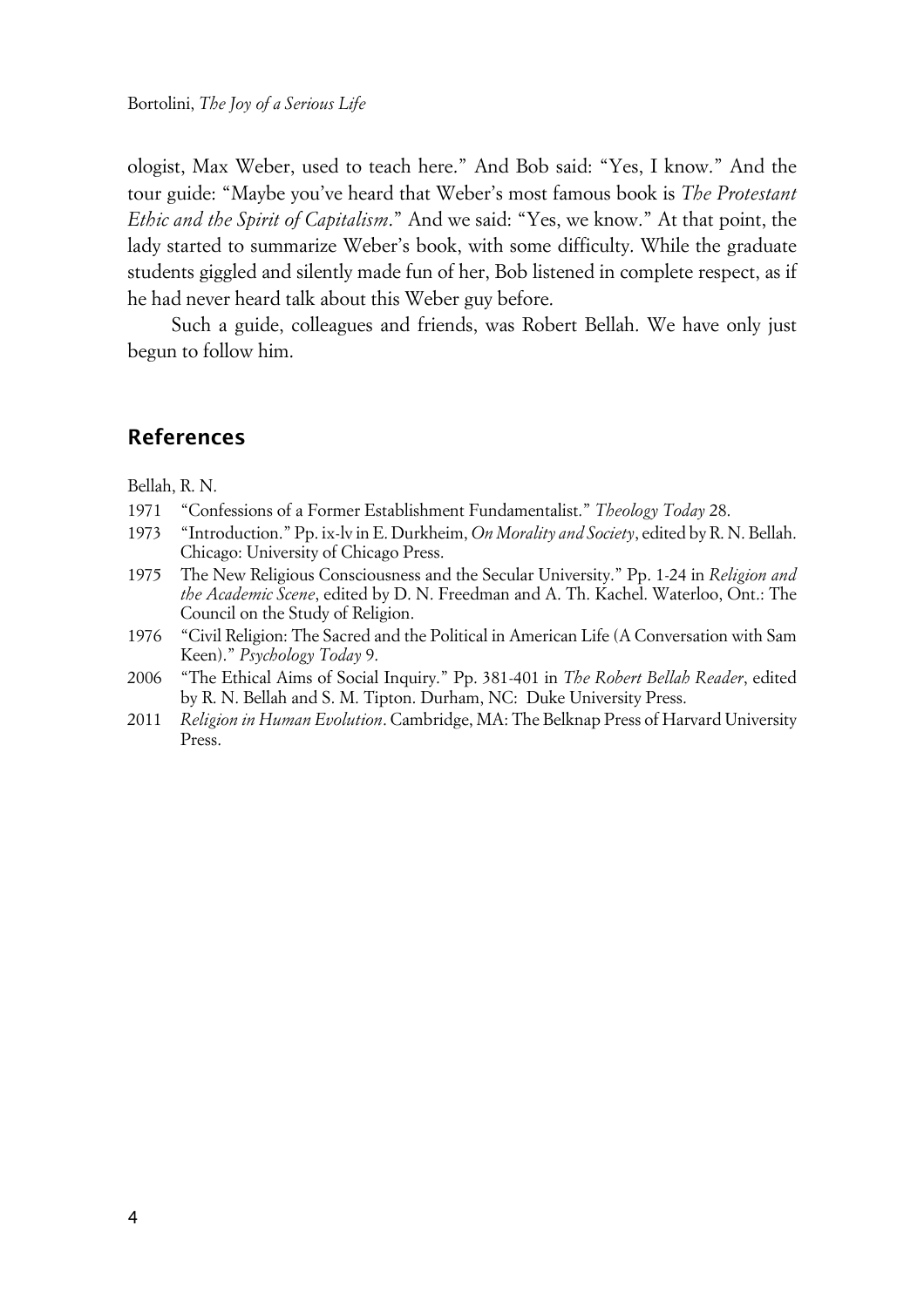ologist, Max Weber, used to teach here." And Bob said: "Yes, I know." And the tour guide: "Maybe you've heard that Weber's most famous book is *The Protestant Ethic and the Spirit of Capitalism*." And we said: "Yes, we know." At that point, the lady started to summarize Weber's book, with some difficulty. While the graduate students giggled and silently made fun of her, Bob listened in complete respect, as if he had never heard talk about this Weber guy before.

Such a guide, colleagues and friends, was Robert Bellah. We have only just begun to follow him.

## References

Bellah, R. N.

1971 "Confessions of a Former Establishment Fundamentalist." *Theology Today* 28.

1973 "Introduction." Pp. ix-lv in E. Durkheim, *On Morality and Society*, edited by R. N. Bellah. Chicago: University of Chicago Press.

1975 The New Religious Consciousness and the Secular University." Pp. 1-24 in *Religion and the Academic Scene*, edited by D. N. Freedman and A. Th. Kachel. Waterloo, Ont.: The Council on the Study of Religion.

1976 "Civil Religion: The Sacred and the Political in American Life (A Conversation with Sam Keen)." *Psychology Today* 9.

2006 "The Ethical Aims of Social Inquiry." Pp. 381-401 in *The Robert Bellah Reader*, edited by R. N. Bellah and S. M. Tipton. Durham, NC: Duke University Press.

2011 *Religion in Human Evolution*. Cambridge, MA: The Belknap Press of Harvard University Press.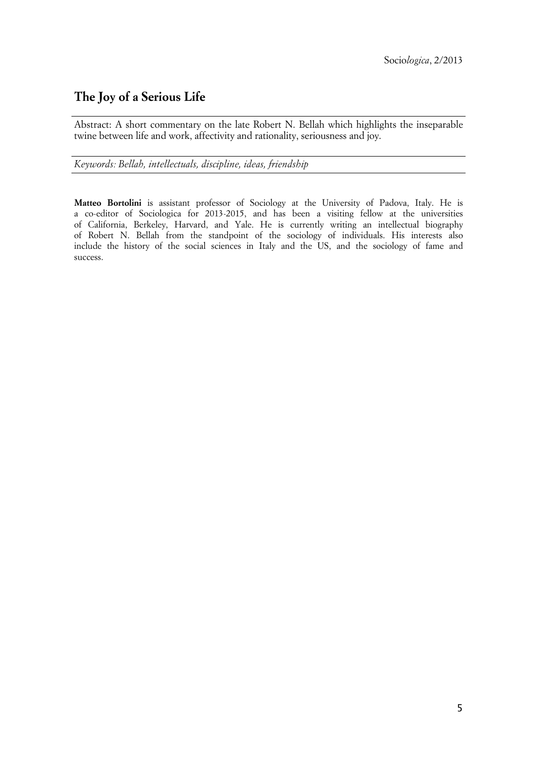## The Joy of a Serious Life

Abstract: A short commentary on the late Robert N. Bellah which highlights the inseparable twine between life and work, affectivity and rationality, seriousness and joy.

*Keywords: Bellah, intellectuals, discipline, ideas, friendship*

**Matteo Bortolini** is assistant professor of Sociology at the University of Padova, Italy. He is a co-editor of Sociologica for 2013-2015, and has been a visiting fellow at the universities of California, Berkeley, Harvard, and Yale. He is currently writing an intellectual biography of Robert N. Bellah from the standpoint of the sociology of individuals. His interests also include the history of the social sciences in Italy and the US, and the sociology of fame and success.